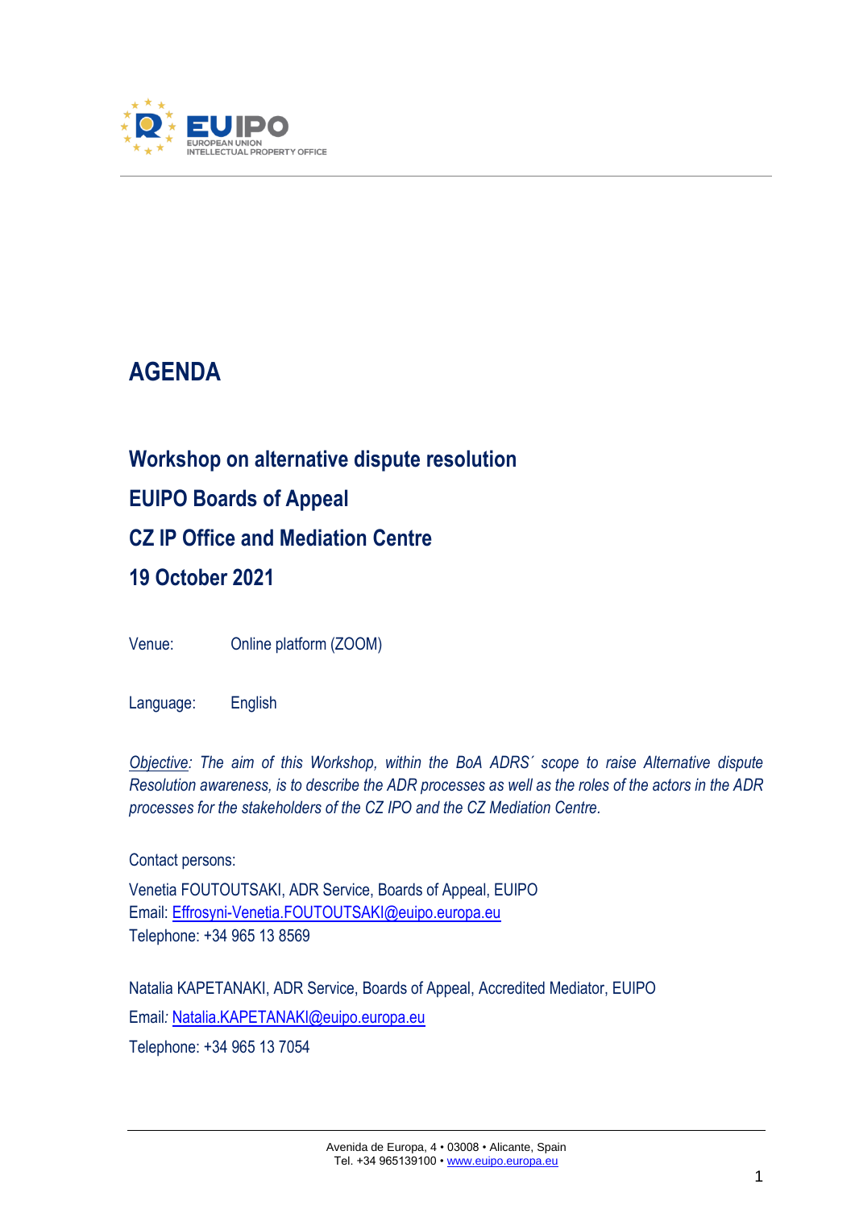# AGENDA

## Workshop on alternative dispute resolution

## EUIPO Boards of Appeal

## CZ IP Office and Mediation Centre

## 19 October 2021

Venue: Online platform (ZOOM)

Language: English

*Objective: The aim of this Workshop, within the BoA ADRS´ scope to raise Alternative dispute Resolution awareness, is to describe the ADR processes as well as the roles of the actors in the ADR processes for the stakeholders of the CZ IPO and the CZ Mediation Centre.*

Contact persons:

Venetia FOUTOUTSAKI, ADR Service, Boards of Appeal, EUIPO
Email: Effrosyni-Venetia.FOUTOUTSAKI@euipo.europa.eu
Telephone: +34 965 13 8569

Natalia KAPETANAKI, ADR Service, Boards of Appeal, Accredited Mediator, EUIPO
Email: Natalia.KAPETANAKI@euipo.europa.eu
Telephone: +34 965 13 7054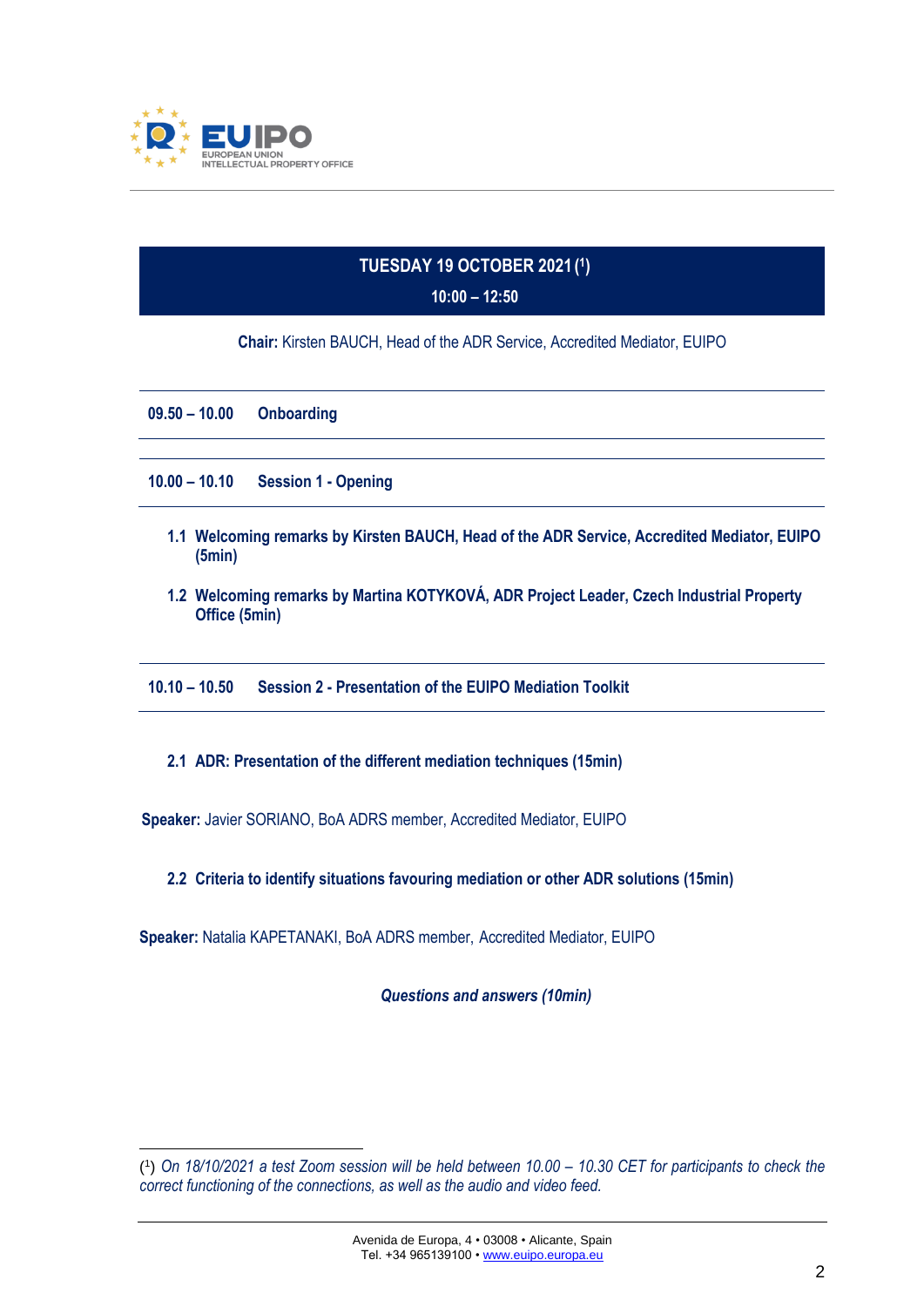## TUESDAY 19 OCTOBER 2021 ([1])

**10:00 – 12:50**

**Chair:** Kirsten BAUCH, Head of the ADR Service, Accredited Mediator, EUIPO

**09.50 – 10.00 Onboarding**

**10.00 – 10.10 Session 1 - Opening**

1.1 **Welcoming remarks by Kirsten BAUCH, Head of the ADR Service, Accredited Mediator, EUIPO (5min)**

1.2 **Welcoming remarks by Martina KOTYKOVÁ, ADR Project Leader, Czech Industrial Property Office (5min)**

**10.10 – 10.50 Session 2 - Presentation of the EUIPO Mediation Toolkit**

2.1 **ADR: Presentation of the different mediation techniques (15min)**

**Speaker:** Javier SORIANO, BoA ADRS member, Accredited Mediator, EUIPO

2.2 **Criteria to identify situations favouring mediation or other ADR solutions (15min)**

**Speaker:** Natalia KAPETANAKI, BoA ADRS member, Accredited Mediator, EUIPO

***Questions and answers (10min)***

---

([1]) *On 18/10/2021 a test Zoom session will be held between 10.00 – 10.30 CET for participants to check the correct functioning of the connections, as well as the audio and video feed.*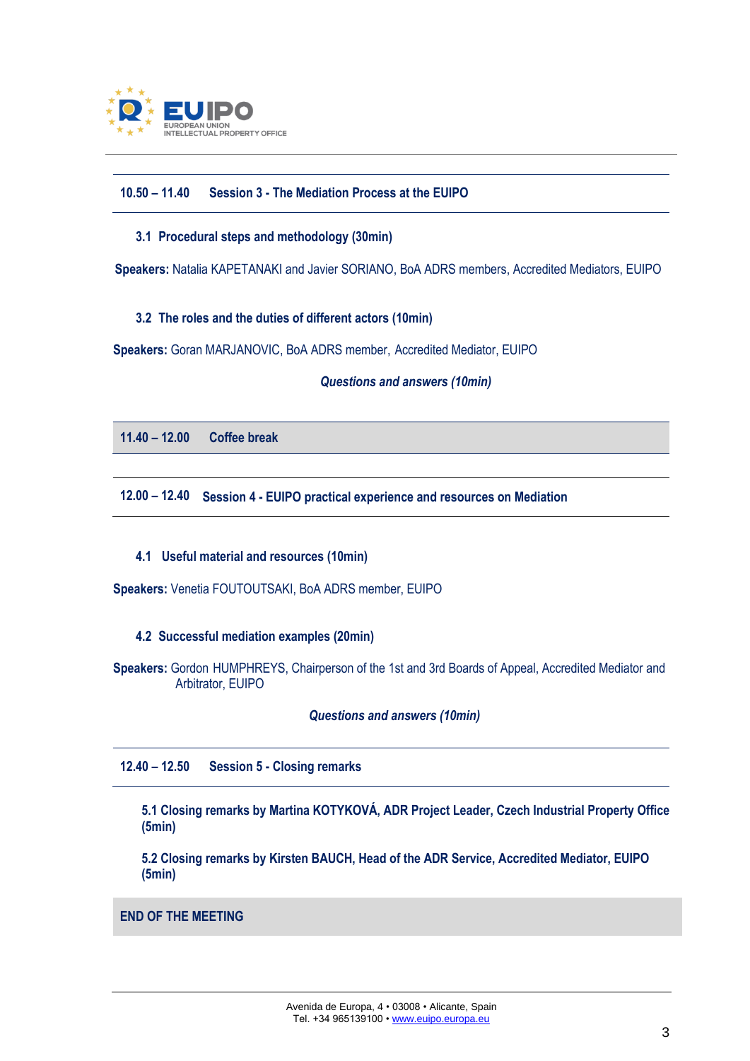**10.50 – 11.40 Session 3 - The Mediation Process at the EUIPO**

**3.1 Procedural steps and methodology (30min)**

**Speakers:** Natalia KAPETANAKI and Javier SORIANO, BoA ADRS members, Accredited Mediators, EUIPO

**3.2 The roles and the duties of different actors (10min)**

**Speakers:** Goran MARJANOVIC, BoA ADRS member, Accredited Mediator, EUIPO

***Questions and answers (10min)***

**11.40 – 12.00 Coffee break**

**12.00 – 12.40 Session 4 - EUIPO practical experience and resources on Mediation**

**4.1 Useful material and resources (10min)**

**Speakers:** Venetia FOUTOUTSAKI, BoA ADRS member, EUIPO

**4.2 Successful mediation examples (20min)**

**Speakers:** Gordon HUMPHREYS, Chairperson of the 1st and 3rd Boards of Appeal, Accredited Mediator and Arbitrator, EUIPO

***Questions and answers (10min)***

**12.40 – 12.50 Session 5 - Closing remarks**

**5.1 Closing remarks by Martina KOTYKOVÁ, ADR Project Leader, Czech Industrial Property Office (5min)**

**5.2 Closing remarks by Kirsten BAUCH, Head of the ADR Service, Accredited Mediator, EUIPO (5min)**

**END OF THE MEETING**

Avenida de Europa, 4 • 03008 • Alicante, Spain
Tel. +34 965139100 • www.euipo.europa.eu